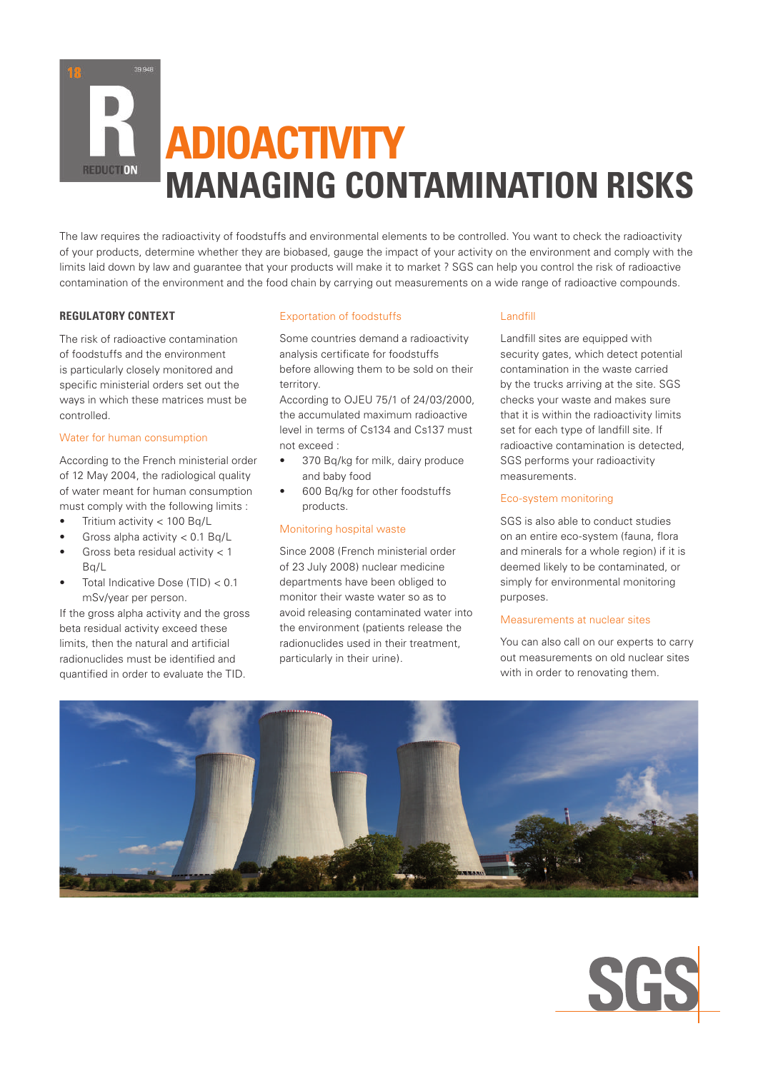# RADIOACTIVITY

## MANAGING CONTAMINATION RISKS

The law requires the radioactivity of foodstuffs and environmental elements to be controlled. You want to check the radioactivity of your products, determine whether they are biobased, gauge the impact of your activity on the environment and comply with the limits laid down by law and guarantee that your products will make it to market ? SGS can help you control the risk of radioactive contamination of the environment and the food chain by carrying out measurements on a wide range of radioactive compounds.

### REGULATORY CONTEXT

The risk of radioactive contamination of foodstuffs and the environment is particularly closely monitored and specific ministerial orders set out the ways in which these matrices must be controlled.

#### Water for human consumption

According to the French ministerial order of 12 May 2004, the radiological quality of water meant for human consumption must comply with the following limits :

- Tritium activity < 100 Bq/L
- Gross alpha activity < 0.1 Bq/L
- Gross beta residual activity < 1 Bq/L
- Total Indicative Dose (TID) < 0.1 mSv/year per person.

If the gross alpha activity and the gross beta residual activity exceed these limits, then the natural and artificial radionuclides must be identified and quantified in order to evaluate the TID.

#### Exportation of foodstuffs

Some countries demand a radioactivity analysis certificate for foodstuffs before allowing them to be sold on their territory.

According to OJEU 75/1 of 24/03/2000, the accumulated maximum radioactive level in terms of Cs134 and Cs137 must not exceed :

- 370 Bq/kg for milk, dairy produce and baby food
- 600 Bq/kg for other foodstuffs products.

#### Monitoring hospital waste

Since 2008 (French ministerial order of 23 July 2008) nuclear medicine departments have been obliged to monitor their waste water so as to avoid releasing contaminated water into the environment (patients release the radionuclides used in their treatment, particularly in their urine).

#### Landfill

Landfill sites are equipped with security gates, which detect potential contamination in the waste carried by the trucks arriving at the site. SGS checks your waste and makes sure that it is within the radioactivity limits set for each type of landfill site. If radioactive contamination is detected, SGS performs your radioactivity measurements.

#### Eco-system monitoring

SGS is also able to conduct studies on an entire eco-system (fauna, flora and minerals for a whole region) if it is deemed likely to be contaminated, or simply for environmental monitoring purposes.

#### Measurements at nuclear sites

You can also call on our experts to carry out measurements on old nuclear sites with in order to renovating them.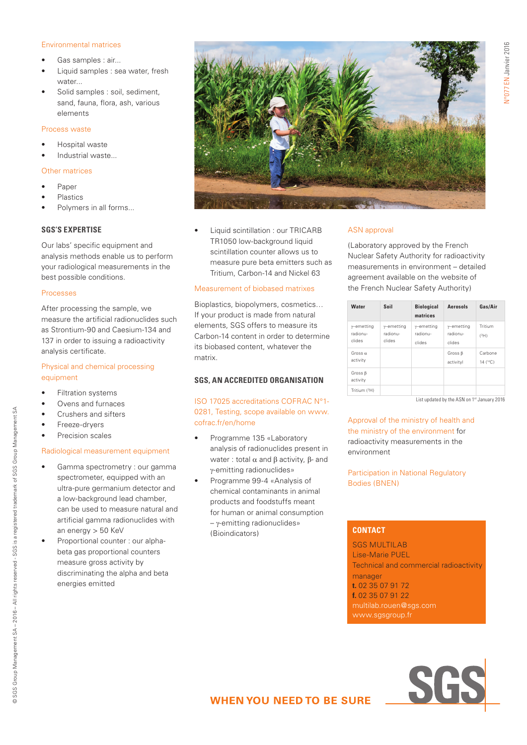### Environmental matrices

- Gas samples : air...
- Liquid samples : sea water, fresh water...
- Solid samples : soil, sediment, sand, fauna, flora, ash, various elements

### Process waste

- Hospital waste
- Industrial waste...

### Other matrices

- Paper
- Plastics
- Polymers in all forms...

## SGS'S EXPERTISE

Our labs' specific equipment and analysis methods enable us to perform your radiological measurements in the best possible conditions.

### Processes

After processing the sample, we measure the artificial radionuclides such as Strontium-90 and Caesium-134 and 137 in order to issuing a radioactivity analysis certificate.

### Physical and chemical processing equipment

- Filtration systems
- Ovens and furnaces
- Crushers and sifters
- Freeze-dryers
- Precision scales

### Radiological measurement equipment

- Gamma spectrometry : our gamma spectrometer, equipped with an ultra-pure germanium detector and a low-background lead chamber, can be used to measure natural and artificial gamma radionuclides with an energy > 50 KeV
- Proportional counter : our alpha-beta gas proportional counters measure gross activity by discriminating the alpha and beta energies emitted
- Liquid scintillation : our TRICARB TR1050 low-background liquid scintillation counter allows us to measure pure beta emitters such as Tritium, Carbon-14 and Nickel 63

### Measurement of biobased matrixes

Bioplastics, biopolymers, cosmetics… If your product is made from natural elements, SGS offers to measure its Carbon-14 content in order to determine its biobased content, whatever the matrix.

## SGS, AN ACCREDITED ORGANISATION

### ISO 17025 accreditations COFRAC N°1-0281, Testing, scope available on www.cofrac.fr/en/home

- Programme 135 «Laboratory analysis of radionuclides present in water : total $\alpha$ and $\beta$ activity, $\beta$- and $\gamma$-emitting radionuclides»
- Programme 99-4 «Analysis of chemical contaminants in animal products and foodstuffs meant for human or animal consumption – $\gamma$-emitting radionuclides» (Bioindicators)

### ASN approval

(Laboratory approved by the French Nuclear Safety Authority for radioactivity measurements in environment – detailed agreement available on the website of the French Nuclear Safety Authority)

| Water | Soil | Biological matrices | Aerosols | Gas/Air |
|---|---|---|---|---|
| $\gamma$–emetting radionu-clides | $\gamma$–emetting radionu-clides | $\gamma$–emetting radionu-clides | $\gamma$–emetting radionu-clides | Tritium ($^{3}H$) |
| Gross $\alpha$ activity | | | Gross $\beta$ activityl | Carbone 14 ($^{14}C$) |
| Gross $\beta$ activity | | | | |
| Tritium ($^{3}H$) | | | | |

List updated by the ASN on 1st January 2016

**Approval of the ministry of health and the ministry of the environment** for radioactivity measurements in the environment

**Participation in National Regulatory Bodies (BNEN)**

## CONTACT

SGS MULTILAB
Lise-Marie PUEL
Technical and commercial radioactivity manager
**t.** 02 35 07 91 72
**f.** 02 35 07 91 22
multilab.rouen@sgs.com
www.sgsgroup.fr

WHEN YOU NEED TO BE SURE

SGS

N°077 EN Janvier 2016

© SGS Group Management SA – 2016 – All rights reserved - SGS is a registered trademark of SGS Group Management SA